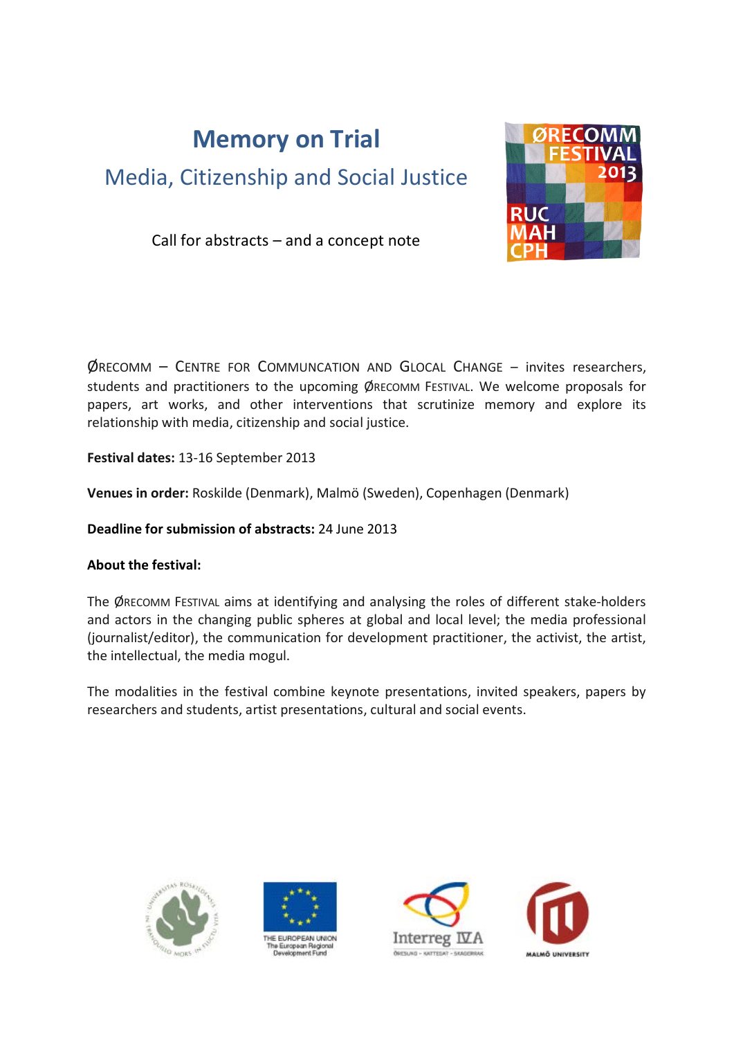# Memory on Trial

## Media, Citizenship and Social Justice

Call for abstracts – and a concept note

ØRECOMM – CENTRE FOR COMMUNCATION AND GLOCAL CHANGE – invites researchers, students and practitioners to the upcoming ØRECOMM FESTIVAL. We welcome proposals for papers, art works, and other interventions that scrutinize memory and explore its relationship with media, citizenship and social justice.

**Festival dates:** 13-16 September 2013

**Venues in order:** Roskilde (Denmark), Malmö (Sweden), Copenhagen (Denmark)

**Deadline for submission of abstracts:** 24 June 2013

**About the festival:**

The ØRECOMM FESTIVAL aims at identifying and analysing the roles of different stake-holders and actors in the changing public spheres at global and local level; the media professional (journalist/editor), the communication for development practitioner, the activist, the artist, the intellectual, the media mogul.

The modalities in the festival combine keynote presentations, invited speakers, papers by researchers and students, artist presentations, cultural and social events.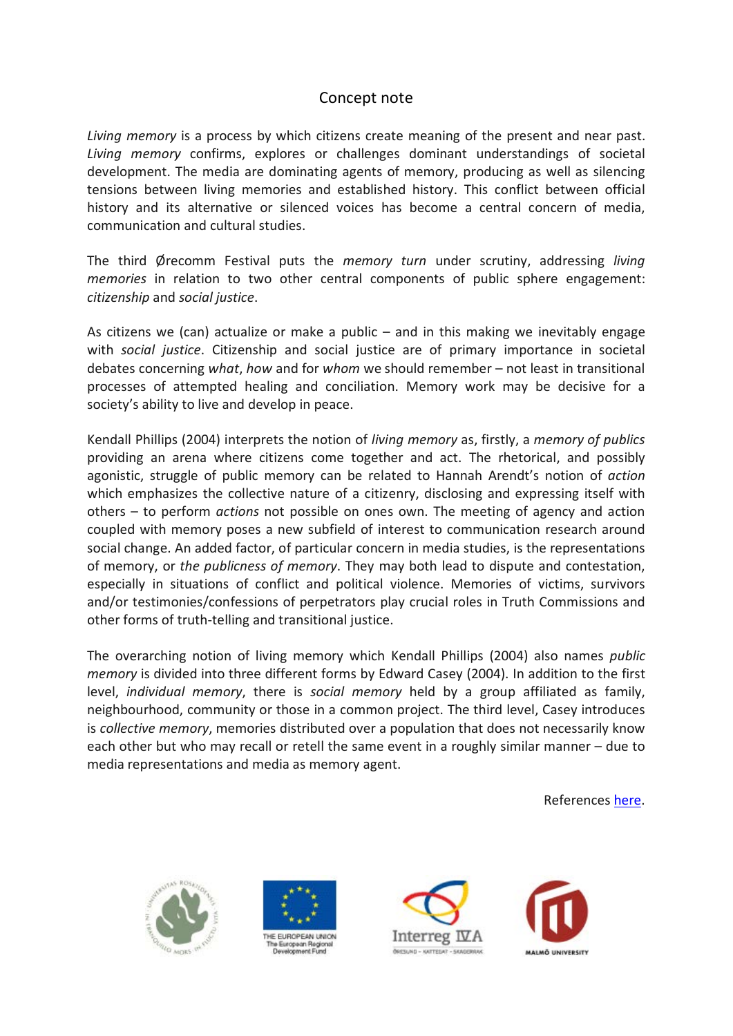# Concept note

*Living memory* is a process by which citizens create meaning of the present and near past. *Living memory* confirms, explores or challenges dominant understandings of societal development. The media are dominating agents of memory, producing as well as silencing tensions between living memories and established history. This conflict between official history and its alternative or silenced voices has become a central concern of media, communication and cultural studies.

The third Ørecomm Festival puts the *memory turn* under scrutiny, addressing *living memories* in relation to two other central components of public sphere engagement: *citizenship* and *social justice*.

As citizens we (can) actualize or make a public – and in this making we inevitably engage with *social justice*. Citizenship and social justice are of primary importance in societal debates concerning *what*, *how* and for *whom* we should remember – not least in transitional processes of attempted healing and conciliation. Memory work may be decisive for a society's ability to live and develop in peace.

Kendall Phillips (2004) interprets the notion of *living memory* as, firstly, a *memory of publics* providing an arena where citizens come together and act. The rhetorical, and possibly agonistic, struggle of public memory can be related to Hannah Arendt's notion of *action* which emphasizes the collective nature of a citizenry, disclosing and expressing itself with others – to perform *actions* not possible on ones own. The meeting of agency and action coupled with memory poses a new subfield of interest to communication research around social change. An added factor, of particular concern in media studies, is the representations of memory, or *the publicness of memory*. They may both lead to dispute and contestation, especially in situations of conflict and political violence. Memories of victims, survivors and/or testimonies/confessions of perpetrators play crucial roles in Truth Commissions and other forms of truth-telling and transitional justice.

The overarching notion of living memory which Kendall Phillips (2004) also names *public memory* is divided into three different forms by Edward Casey (2004). In addition to the first level, *individual memory*, there is *social memory* held by a group affiliated as family, neighbourhood, community or those in a common project. The third level, Casey introduces is *collective memory*, memories distributed over a population that does not necessarily know each other but who may recall or retell the same event in a roughly similar manner – due to media representations and media as memory agent.

References here.

THE EUROPEAN UNION
The European Regional Development Fund

Interreg IVA
ÖRESUND – KATTEGAT – SKAGERRAK

MALMÖ UNIVERSITY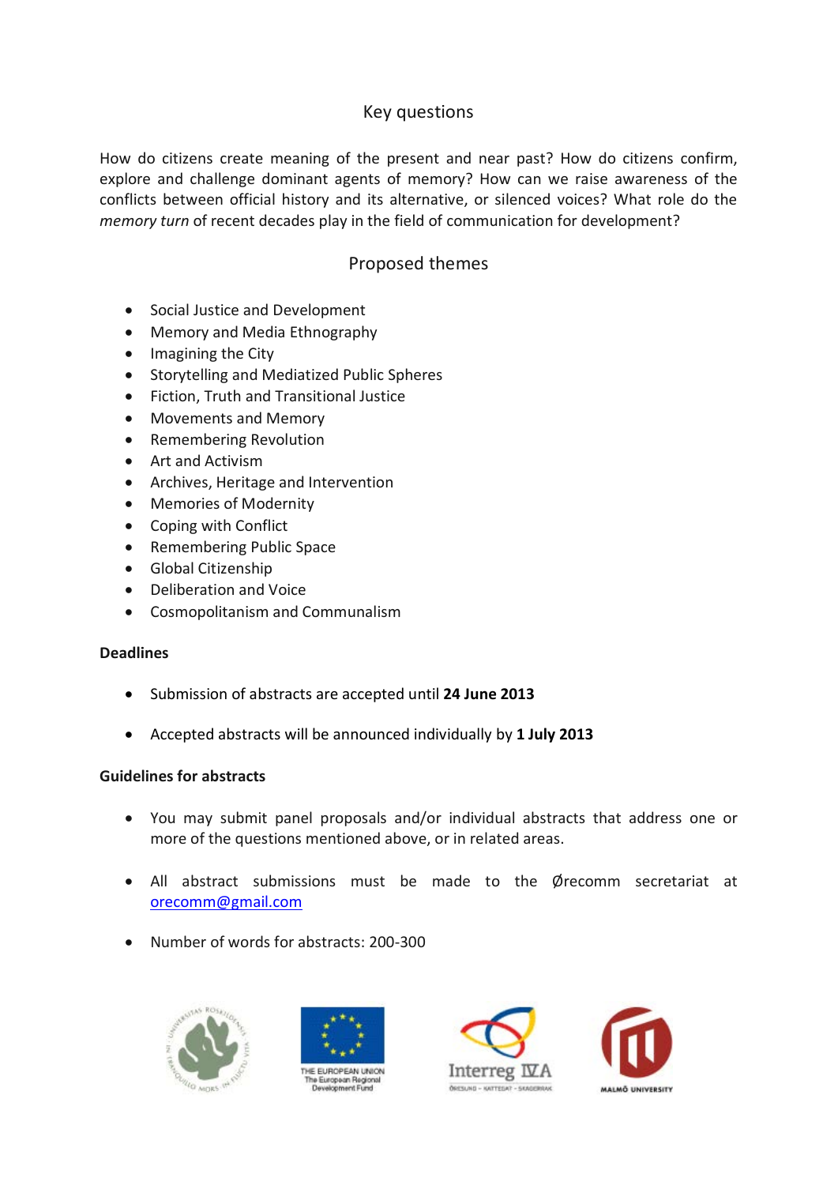## Key questions

How do citizens create meaning of the present and near past? How do citizens confirm, explore and challenge dominant agents of memory? How can we raise awareness of the conflicts between official history and its alternative, or silenced voices? What role do the *memory turn* of recent decades play in the field of communication for development?

## Proposed themes

- Social Justice and Development
- Memory and Media Ethnography
- Imagining the City
- Storytelling and Mediatized Public Spheres
- Fiction, Truth and Transitional Justice
- Movements and Memory
- Remembering Revolution
- Art and Activism
- Archives, Heritage and Intervention
- Memories of Modernity
- Coping with Conflict
- Remembering Public Space
- Global Citizenship
- Deliberation and Voice
- Cosmopolitanism and Communalism

**Deadlines**

- Submission of abstracts are accepted until **24 June 2013**
- Accepted abstracts will be announced individually by **1 July 2013**

**Guidelines for abstracts**

- You may submit panel proposals and/or individual abstracts that address one or more of the questions mentioned above, or in related areas.
- All abstract submissions must be made to the Ørecomm secretariat at orecomm@gmail.com
- Number of words for abstracts: 200-300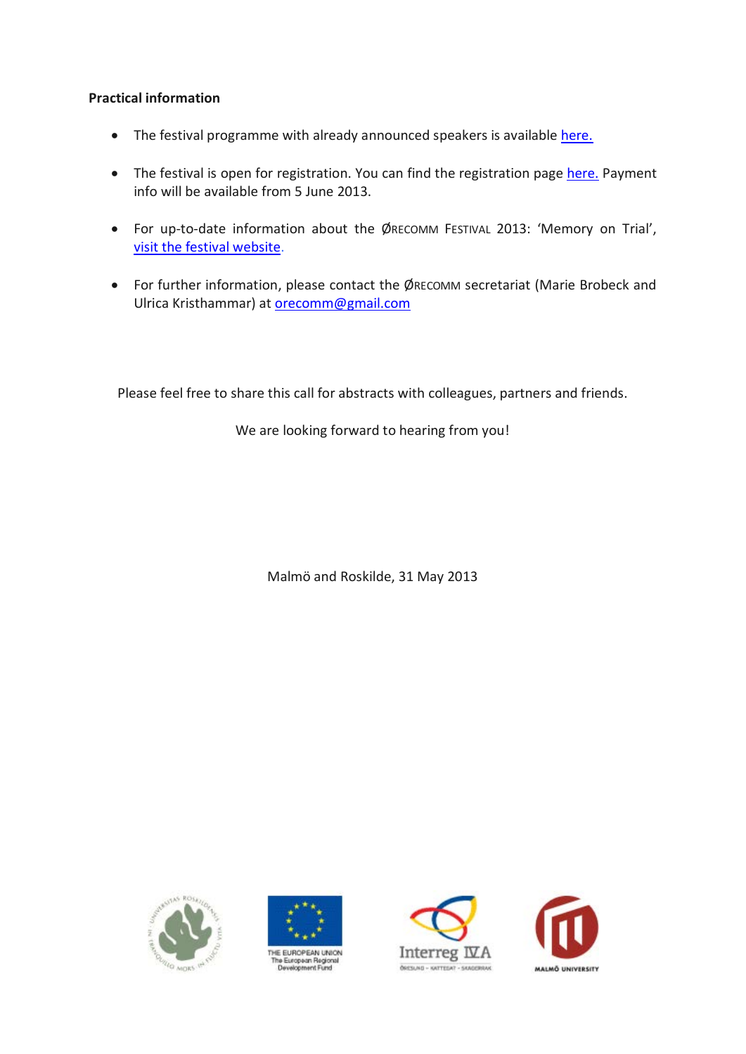**Practical information**

- The festival programme with already announced speakers is available here.
- The festival is open for registration. You can find the registration page here. Payment info will be available from 5 June 2013.
- For up-to-date information about the ØRECOMM FESTIVAL 2013: 'Memory on Trial', visit the festival website.
- For further information, please contact the ØRECOMM secretariat (Marie Brobeck and Ulrica Kristhammar) at orecomm@gmail.com

Please feel free to share this call for abstracts with colleagues, partners and friends.

We are looking forward to hearing from you!

Malmö and Roskilde, 31 May 2013